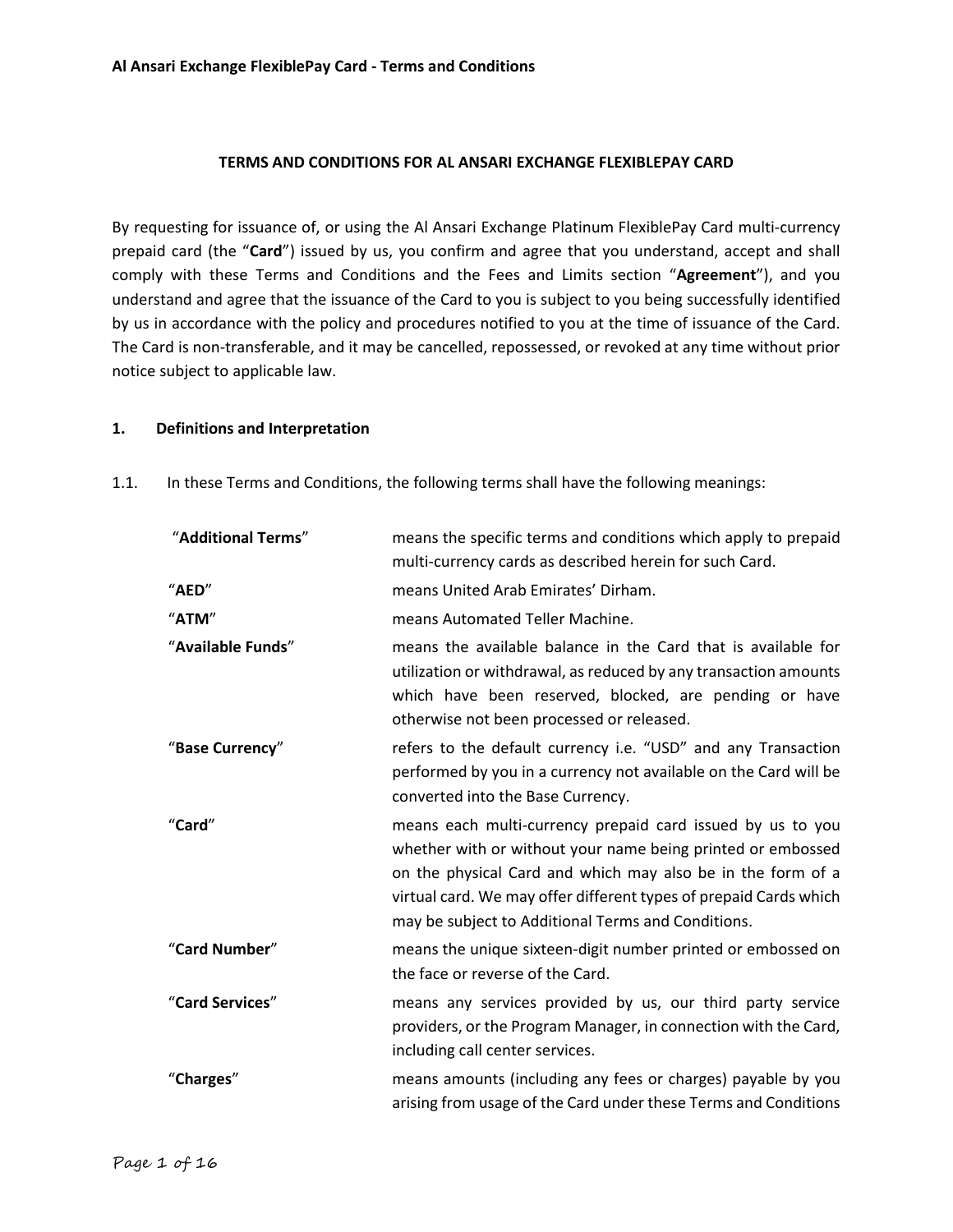**TERMS AND CONDITIONS FOR AL ANSARI EXCHANGE FLEXIBLEPAY CARD**

By requesting for issuance of, or using the Al Ansari Exchange Platinum FlexiblePay Card multi-currency prepaid card (the "**Card**") issued by us, you confirm and agree that you understand, accept and shall comply with these Terms and Conditions and the Fees and Limits section "**Agreement**"), and you understand and agree that the issuance of the Card to you is subject to you being successfully identified by us in accordance with the policy and procedures notified to you at the time of issuance of the Card. The Card is non-transferable, and it may be cancelled, repossessed, or revoked at any time without prior notice subject to applicable law.

## 1. Definitions and Interpretation

1.1. In these Terms and Conditions, the following terms shall have the following meanings:

| | |
|---|---|
| "**Additional Terms**" | means the specific terms and conditions which apply to prepaid multi-currency cards as described herein for such Card. |
| "**AED**" | means United Arab Emirates' Dirham. |
| "**ATM**" | means Automated Teller Machine. |
| "**Available Funds**" | means the available balance in the Card that is available for utilization or withdrawal, as reduced by any transaction amounts which have been reserved, blocked, are pending or have otherwise not been processed or released. |
| "**Base Currency**" | refers to the default currency i.e. "USD" and any Transaction performed by you in a currency not available on the Card will be converted into the Base Currency. |
| "**Card**" | means each multi-currency prepaid card issued by us to you whether with or without your name being printed or embossed on the physical Card and which may also be in the form of a virtual card. We may offer different types of prepaid Cards which may be subject to Additional Terms and Conditions. |
| "**Card Number**" | means the unique sixteen-digit number printed or embossed on the face or reverse of the Card. |
| "**Card Services**" | means any services provided by us, our third party service providers, or the Program Manager, in connection with the Card, including call center services. |
| "**Charges**" | means amounts (including any fees or charges) payable by you arising from usage of the Card under these Terms and Conditions |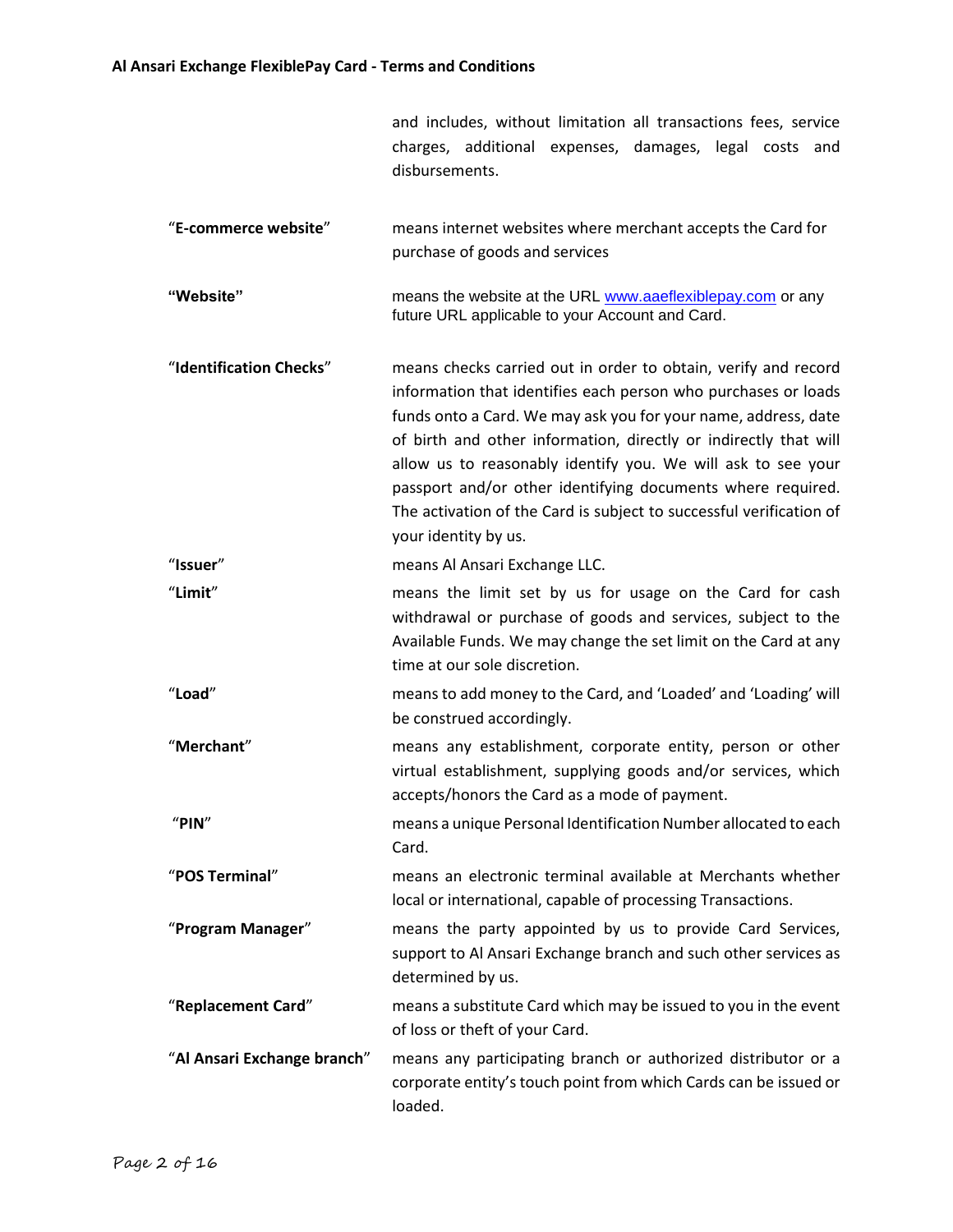| | |
|---|---|
| | and includes, without limitation all transactions fees, service charges, additional expenses, damages, legal costs and disbursements. |
| "**E-commerce website**" | means internet websites where merchant accepts the Card for purchase of goods and services |
| **"Website"** | means the website at the URL www.aaeflexiblepay.com or any future URL applicable to your Account and Card. |
| "**Identification Checks**" | means checks carried out in order to obtain, verify and record information that identifies each person who purchases or loads funds onto a Card. We may ask you for your name, address, date of birth and other information, directly or indirectly that will allow us to reasonably identify you. We will ask to see your passport and/or other identifying documents where required. The activation of the Card is subject to successful verification of your identity by us. |
| "**Issuer**" | means Al Ansari Exchange LLC. |
| "**Limit**" | means the limit set by us for usage on the Card for cash withdrawal or purchase of goods and services, subject to the Available Funds. We may change the set limit on the Card at any time at our sole discretion. |
| "**Load**" | means to add money to the Card, and 'Loaded' and 'Loading' will be construed accordingly. |
| "**Merchant**" | means any establishment, corporate entity, person or other virtual establishment, supplying goods and/or services, which accepts/honors the Card as a mode of payment. |
| "**PIN**" | means a unique Personal Identification Number allocated to each Card. |
| "**POS Terminal**" | means an electronic terminal available at Merchants whether local or international, capable of processing Transactions. |
| "**Program Manager**" | means the party appointed by us to provide Card Services, support to Al Ansari Exchange branch and such other services as determined by us. |
| "**Replacement Card**" | means a substitute Card which may be issued to you in the event of loss or theft of your Card. |
| "**Al Ansari Exchange branch**" | means any participating branch or authorized distributor or a corporate entity's touch point from which Cards can be issued or loaded. |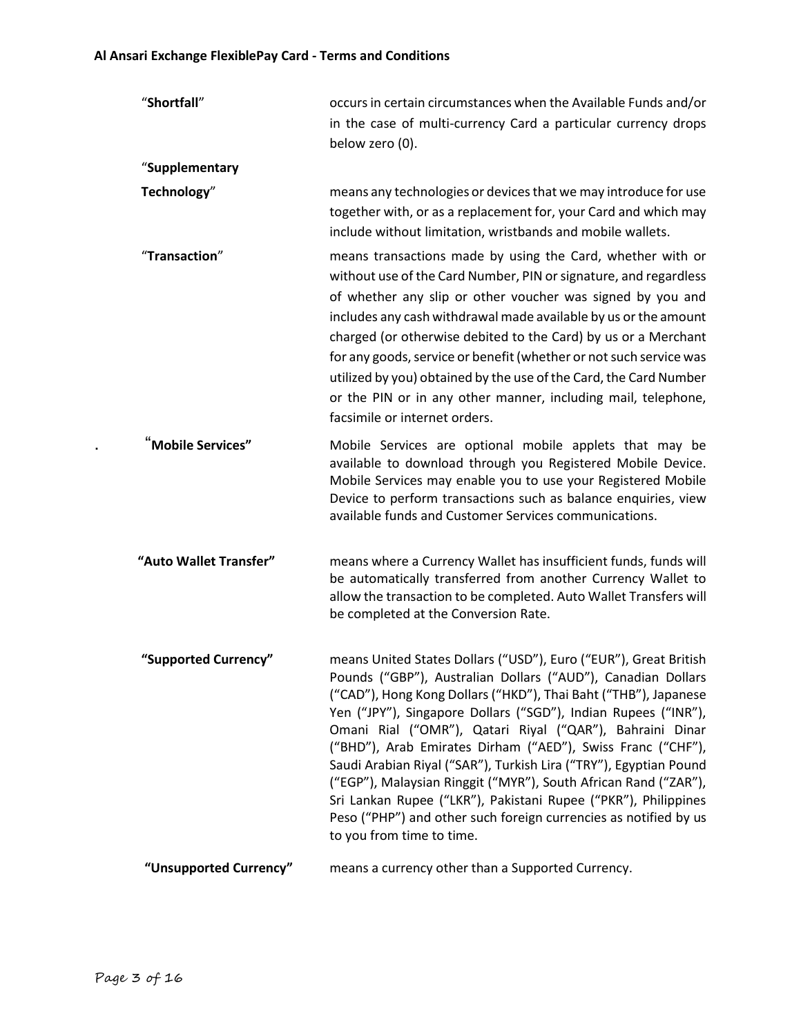| | |
|---|---|
| "**Shortfall**" | occurs in certain circumstances when the Available Funds and/or in the case of multi-currency Card a particular currency drops below zero (0). |
| "**Supplementary Technology**" | means any technologies or devices that we may introduce for use together with, or as a replacement for, your Card and which may include without limitation, wristbands and mobile wallets. |
| "**Transaction**" | means transactions made by using the Card, whether with or without use of the Card Number, PIN or signature, and regardless of whether any slip or other voucher was signed by you and includes any cash withdrawal made available by us or the amount charged (or otherwise debited to the Card) by us or a Merchant for any goods, service or benefit (whether or not such service was utilized by you) obtained by the use of the Card, the Card Number or the PIN or in any other manner, including mail, telephone, facsimile or internet orders. |
| . "**Mobile Services"** | Mobile Services are optional mobile applets that may be available to download through you Registered Mobile Device. Mobile Services may enable you to use your Registered Mobile Device to perform transactions such as balance enquiries, view available funds and Customer Services communications. |
| **"Auto Wallet Transfer"** | means where a Currency Wallet has insufficient funds, funds will be automatically transferred from another Currency Wallet to allow the transaction to be completed. Auto Wallet Transfers will be completed at the Conversion Rate. |
| **"Supported Currency"** | means United States Dollars ("USD"), Euro ("EUR"), Great British Pounds ("GBP"), Australian Dollars ("AUD"), Canadian Dollars ("CAD"), Hong Kong Dollars ("HKD"), Thai Baht ("THB"), Japanese Yen ("JPY"), Singapore Dollars ("SGD"), Indian Rupees ("INR"), Omani Rial ("OMR"), Qatari Riyal ("QAR"), Bahraini Dinar ("BHD"), Arab Emirates Dirham ("AED"), Swiss Franc ("CHF"), Saudi Arabian Riyal ("SAR"), Turkish Lira ("TRY"), Egyptian Pound ("EGP"), Malaysian Ringgit ("MYR"), South African Rand ("ZAR"), Sri Lankan Rupee ("LKR"), Pakistani Rupee ("PKR"), Philippines Peso ("PHP") and other such foreign currencies as notified by us to you from time to time. |
| **"Unsupported Currency"** | means a currency other than a Supported Currency. |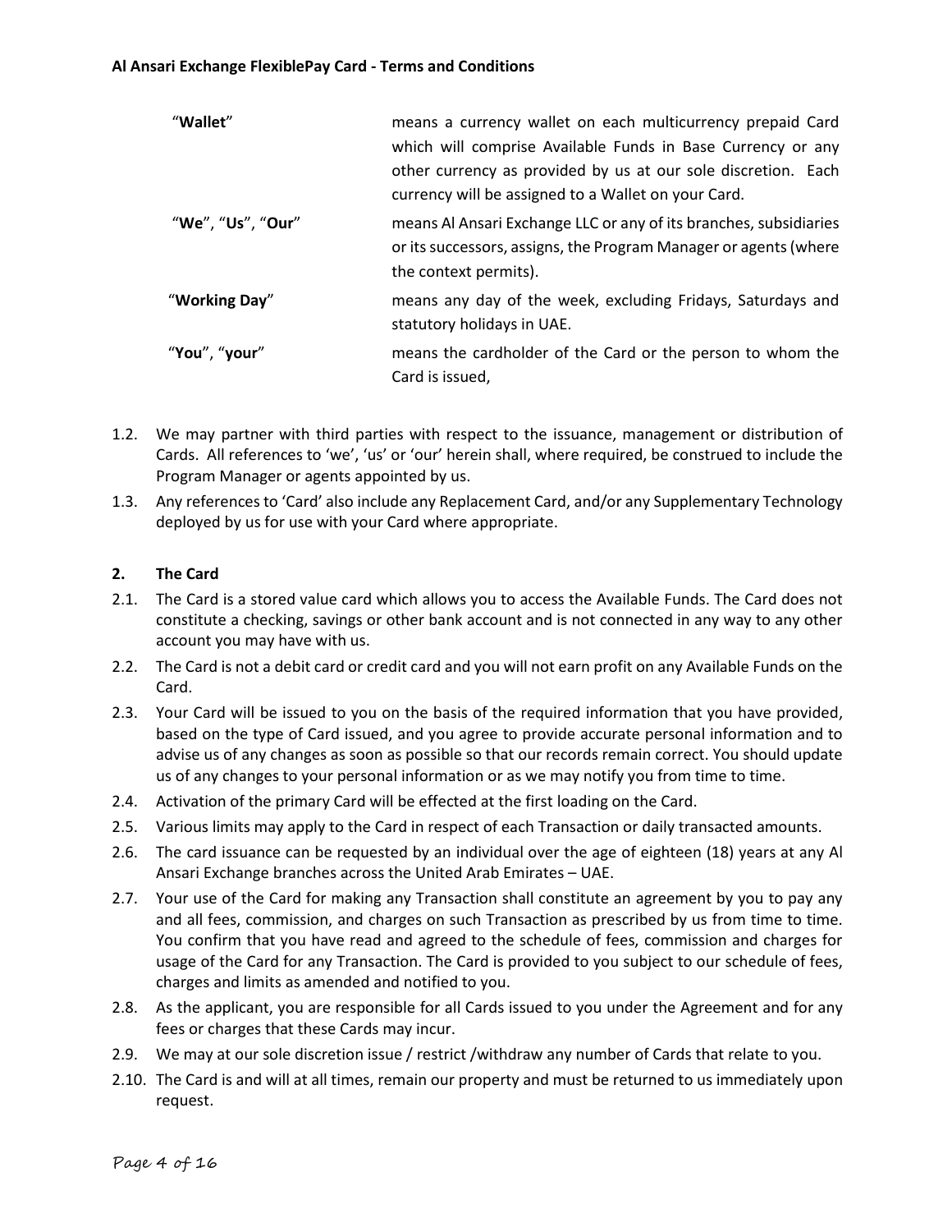| | |
|---|---|
| "**Wallet**" | means a currency wallet on each multicurrency prepaid Card which will comprise Available Funds in Base Currency or any other currency as provided by us at our sole discretion. Each currency will be assigned to a Wallet on your Card. |
| "**We**", "**Us**", "**Our**" | means Al Ansari Exchange LLC or any of its branches, subsidiaries or its successors, assigns, the Program Manager or agents (where the context permits). |
| "**Working Day**" | means any day of the week, excluding Fridays, Saturdays and statutory holidays in UAE. |
| "**You**", "**your**" | means the cardholder of the Card or the person to whom the Card is issued, |

1.2. We may partner with third parties with respect to the issuance, management or distribution of Cards. All references to 'we', 'us' or 'our' herein shall, where required, be construed to include the Program Manager or agents appointed by us.

1.3. Any references to 'Card' also include any Replacement Card, and/or any Supplementary Technology deployed by us for use with your Card where appropriate.

## 2. The Card

2.1. The Card is a stored value card which allows you to access the Available Funds. The Card does not constitute a checking, savings or other bank account and is not connected in any way to any other account you may have with us.

2.2. The Card is not a debit card or credit card and you will not earn profit on any Available Funds on the Card.

2.3. Your Card will be issued to you on the basis of the required information that you have provided, based on the type of Card issued, and you agree to provide accurate personal information and to advise us of any changes as soon as possible so that our records remain correct. You should update us of any changes to your personal information or as we may notify you from time to time.

2.4. Activation of the primary Card will be effected at the first loading on the Card.

2.5. Various limits may apply to the Card in respect of each Transaction or daily transacted amounts.

2.6. The card issuance can be requested by an individual over the age of eighteen (18) years at any Al Ansari Exchange branches across the United Arab Emirates – UAE.

2.7. Your use of the Card for making any Transaction shall constitute an agreement by you to pay any and all fees, commission, and charges on such Transaction as prescribed by us from time to time. You confirm that you have read and agreed to the schedule of fees, commission and charges for usage of the Card for any Transaction. The Card is provided to you subject to our schedule of fees, charges and limits as amended and notified to you.

2.8. As the applicant, you are responsible for all Cards issued to you under the Agreement and for any fees or charges that these Cards may incur.

2.9. We may at our sole discretion issue / restrict /withdraw any number of Cards that relate to you.

2.10. The Card is and will at all times, remain our property and must be returned to us immediately upon request.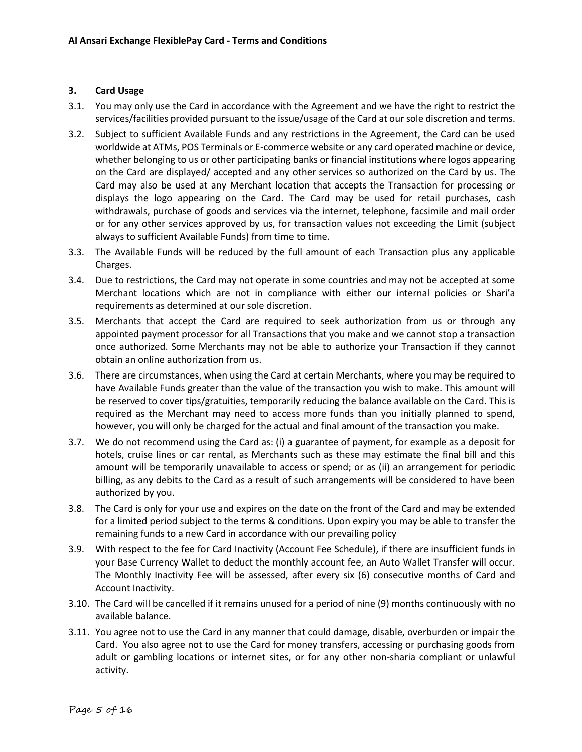### 3. Card Usage

3.1. You may only use the Card in accordance with the Agreement and we have the right to restrict the services/facilities provided pursuant to the issue/usage of the Card at our sole discretion and terms.

3.2. Subject to sufficient Available Funds and any restrictions in the Agreement, the Card can be used worldwide at ATMs, POS Terminals or E-commerce website or any card operated machine or device, whether belonging to us or other participating banks or financial institutions where logos appearing on the Card are displayed/ accepted and any other services so authorized on the Card by us. The Card may also be used at any Merchant location that accepts the Transaction for processing or displays the logo appearing on the Card. The Card may be used for retail purchases, cash withdrawals, purchase of goods and services via the internet, telephone, facsimile and mail order or for any other services approved by us, for transaction values not exceeding the Limit (subject always to sufficient Available Funds) from time to time.

3.3. The Available Funds will be reduced by the full amount of each Transaction plus any applicable Charges.

3.4. Due to restrictions, the Card may not operate in some countries and may not be accepted at some Merchant locations which are not in compliance with either our internal policies or Shari'a requirements as determined at our sole discretion.

3.5. Merchants that accept the Card are required to seek authorization from us or through any appointed payment processor for all Transactions that you make and we cannot stop a transaction once authorized. Some Merchants may not be able to authorize your Transaction if they cannot obtain an online authorization from us.

3.6. There are circumstances, when using the Card at certain Merchants, where you may be required to have Available Funds greater than the value of the transaction you wish to make. This amount will be reserved to cover tips/gratuities, temporarily reducing the balance available on the Card. This is required as the Merchant may need to access more funds than you initially planned to spend, however, you will only be charged for the actual and final amount of the transaction you make.

3.7. We do not recommend using the Card as: (i) a guarantee of payment, for example as a deposit for hotels, cruise lines or car rental, as Merchants such as these may estimate the final bill and this amount will be temporarily unavailable to access or spend; or as (ii) an arrangement for periodic billing, as any debits to the Card as a result of such arrangements will be considered to have been authorized by you.

3.8. The Card is only for your use and expires on the date on the front of the Card and may be extended for a limited period subject to the terms & conditions. Upon expiry you may be able to transfer the remaining funds to a new Card in accordance with our prevailing policy

3.9. With respect to the fee for Card Inactivity (Account Fee Schedule), if there are insufficient funds in your Base Currency Wallet to deduct the monthly account fee, an Auto Wallet Transfer will occur. The Monthly Inactivity Fee will be assessed, after every six (6) consecutive months of Card and Account Inactivity.

3.10. The Card will be cancelled if it remains unused for a period of nine (9) months continuously with no available balance.

3.11. You agree not to use the Card in any manner that could damage, disable, overburden or impair the Card. You also agree not to use the Card for money transfers, accessing or purchasing goods from adult or gambling locations or internet sites, or for any other non-sharia compliant or unlawful activity.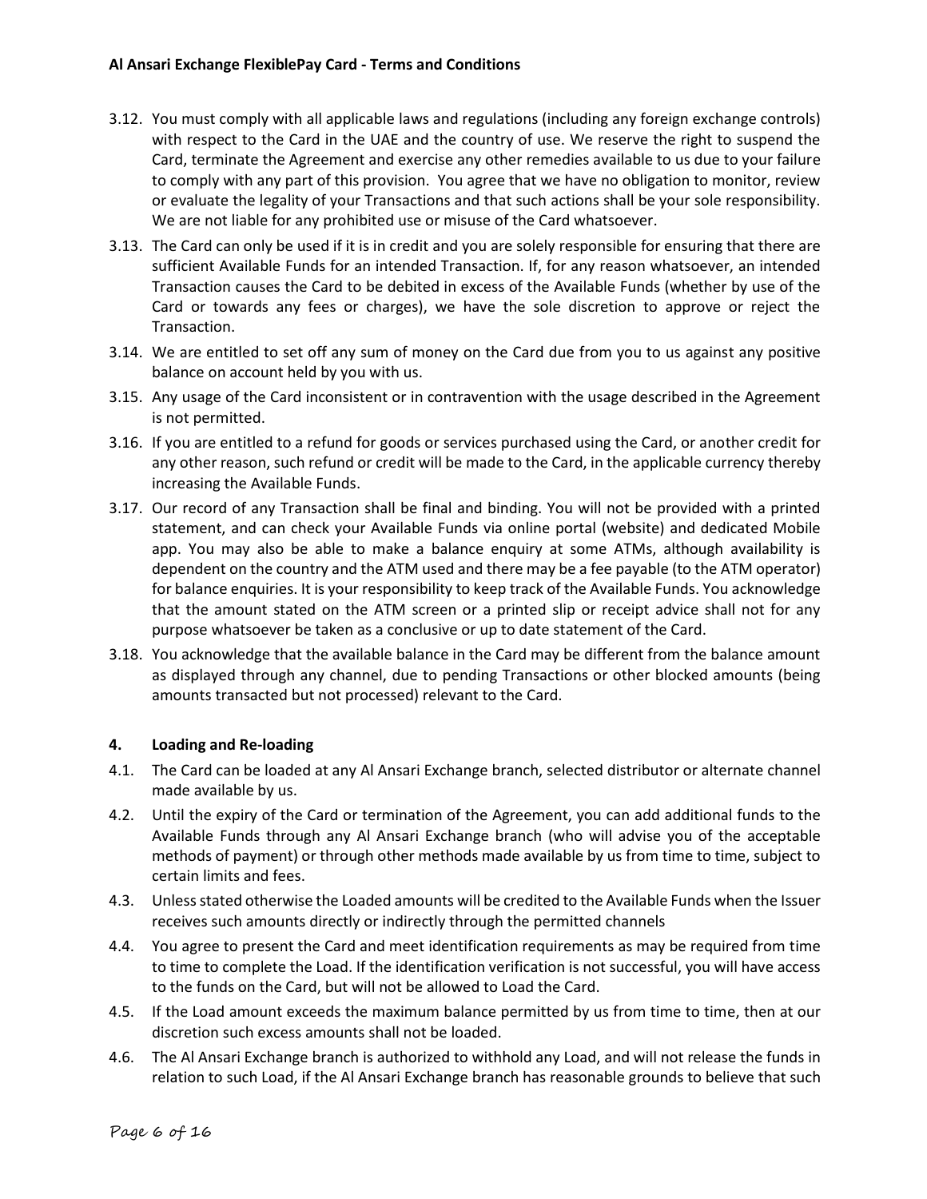3.12. You must comply with all applicable laws and regulations (including any foreign exchange controls) with respect to the Card in the UAE and the country of use. We reserve the right to suspend the Card, terminate the Agreement and exercise any other remedies available to us due to your failure to comply with any part of this provision. You agree that we have no obligation to monitor, review or evaluate the legality of your Transactions and that such actions shall be your sole responsibility. We are not liable for any prohibited use or misuse of the Card whatsoever.

3.13. The Card can only be used if it is in credit and you are solely responsible for ensuring that there are sufficient Available Funds for an intended Transaction. If, for any reason whatsoever, an intended Transaction causes the Card to be debited in excess of the Available Funds (whether by use of the Card or towards any fees or charges), we have the sole discretion to approve or reject the Transaction.

3.14. We are entitled to set off any sum of money on the Card due from you to us against any positive balance on account held by you with us.

3.15. Any usage of the Card inconsistent or in contravention with the usage described in the Agreement is not permitted.

3.16. If you are entitled to a refund for goods or services purchased using the Card, or another credit for any other reason, such refund or credit will be made to the Card, in the applicable currency thereby increasing the Available Funds.

3.17. Our record of any Transaction shall be final and binding. You will not be provided with a printed statement, and can check your Available Funds via online portal (website) and dedicated Mobile app. You may also be able to make a balance enquiry at some ATMs, although availability is dependent on the country and the ATM used and there may be a fee payable (to the ATM operator) for balance enquiries. It is your responsibility to keep track of the Available Funds. You acknowledge that the amount stated on the ATM screen or a printed slip or receipt advice shall not for any purpose whatsoever be taken as a conclusive or up to date statement of the Card.

3.18. You acknowledge that the available balance in the Card may be different from the balance amount as displayed through any channel, due to pending Transactions or other blocked amounts (being amounts transacted but not processed) relevant to the Card.

## 4. Loading and Re-loading

4.1. The Card can be loaded at any Al Ansari Exchange branch, selected distributor or alternate channel made available by us.

4.2. Until the expiry of the Card or termination of the Agreement, you can add additional funds to the Available Funds through any Al Ansari Exchange branch (who will advise you of the acceptable methods of payment) or through other methods made available by us from time to time, subject to certain limits and fees.

4.3. Unless stated otherwise the Loaded amounts will be credited to the Available Funds when the Issuer receives such amounts directly or indirectly through the permitted channels

4.4. You agree to present the Card and meet identification requirements as may be required from time to time to complete the Load. If the identification verification is not successful, you will have access to the funds on the Card, but will not be allowed to Load the Card.

4.5. If the Load amount exceeds the maximum balance permitted by us from time to time, then at our discretion such excess amounts shall not be loaded.

4.6. The Al Ansari Exchange branch is authorized to withhold any Load, and will not release the funds in relation to such Load, if the Al Ansari Exchange branch has reasonable grounds to believe that such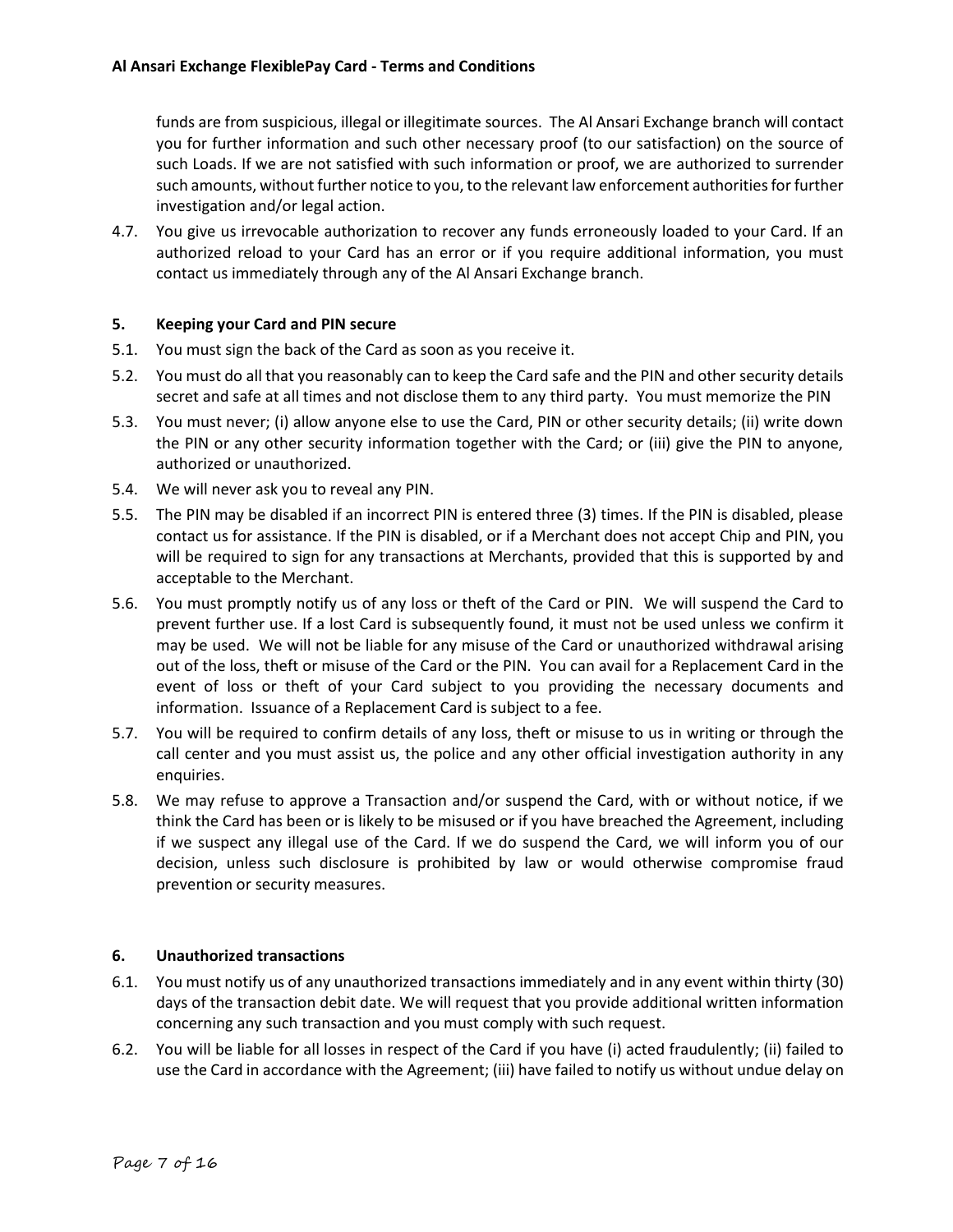funds are from suspicious, illegal or illegitimate sources. The Al Ansari Exchange branch will contact you for further information and such other necessary proof (to our satisfaction) on the source of such Loads. If we are not satisfied with such information or proof, we are authorized to surrender such amounts, without further notice to you, to the relevant law enforcement authorities for further investigation and/or legal action.

4.7. You give us irrevocable authorization to recover any funds erroneously loaded to your Card. If an authorized reload to your Card has an error or if you require additional information, you must contact us immediately through any of the Al Ansari Exchange branch.

### 5. Keeping your Card and PIN secure

5.1. You must sign the back of the Card as soon as you receive it.

5.2. You must do all that you reasonably can to keep the Card safe and the PIN and other security details secret and safe at all times and not disclose them to any third party. You must memorize the PIN

5.3. You must never; (i) allow anyone else to use the Card, PIN or other security details; (ii) write down the PIN or any other security information together with the Card; or (iii) give the PIN to anyone, authorized or unauthorized.

5.4. We will never ask you to reveal any PIN.

5.5. The PIN may be disabled if an incorrect PIN is entered three (3) times. If the PIN is disabled, please contact us for assistance. If the PIN is disabled, or if a Merchant does not accept Chip and PIN, you will be required to sign for any transactions at Merchants, provided that this is supported by and acceptable to the Merchant.

5.6. You must promptly notify us of any loss or theft of the Card or PIN. We will suspend the Card to prevent further use. If a lost Card is subsequently found, it must not be used unless we confirm it may be used. We will not be liable for any misuse of the Card or unauthorized withdrawal arising out of the loss, theft or misuse of the Card or the PIN. You can avail for a Replacement Card in the event of loss or theft of your Card subject to you providing the necessary documents and information. Issuance of a Replacement Card is subject to a fee.

5.7. You will be required to confirm details of any loss, theft or misuse to us in writing or through the call center and you must assist us, the police and any other official investigation authority in any enquiries.

5.8. We may refuse to approve a Transaction and/or suspend the Card, with or without notice, if we think the Card has been or is likely to be misused or if you have breached the Agreement, including if we suspect any illegal use of the Card. If we do suspend the Card, we will inform you of our decision, unless such disclosure is prohibited by law or would otherwise compromise fraud prevention or security measures.

### 6. Unauthorized transactions

6.1. You must notify us of any unauthorized transactions immediately and in any event within thirty (30) days of the transaction debit date. We will request that you provide additional written information concerning any such transaction and you must comply with such request.

6.2. You will be liable for all losses in respect of the Card if you have (i) acted fraudulently; (ii) failed to use the Card in accordance with the Agreement; (iii) have failed to notify us without undue delay on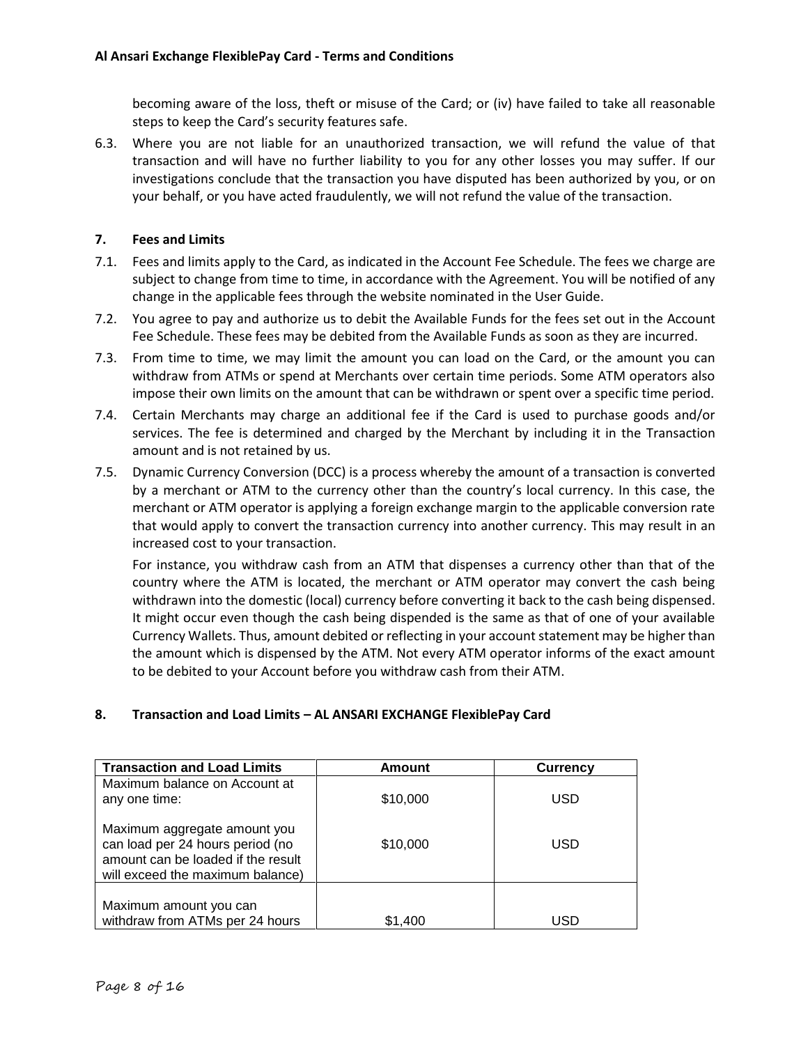becoming aware of the loss, theft or misuse of the Card; or (iv) have failed to take all reasonable steps to keep the Card's security features safe.

6.3. Where you are not liable for an unauthorized transaction, we will refund the value of that transaction and will have no further liability to you for any other losses you may suffer. If our investigations conclude that the transaction you have disputed has been authorized by you, or on your behalf, or you have acted fraudulently, we will not refund the value of the transaction.

## 7. Fees and Limits

7.1. Fees and limits apply to the Card, as indicated in the Account Fee Schedule. The fees we charge are subject to change from time to time, in accordance with the Agreement. You will be notified of any change in the applicable fees through the website nominated in the User Guide.

7.2. You agree to pay and authorize us to debit the Available Funds for the fees set out in the Account Fee Schedule. These fees may be debited from the Available Funds as soon as they are incurred.

7.3. From time to time, we may limit the amount you can load on the Card, or the amount you can withdraw from ATMs or spend at Merchants over certain time periods. Some ATM operators also impose their own limits on the amount that can be withdrawn or spent over a specific time period.

7.4. Certain Merchants may charge an additional fee if the Card is used to purchase goods and/or services. The fee is determined and charged by the Merchant by including it in the Transaction amount and is not retained by us.

7.5. Dynamic Currency Conversion (DCC) is a process whereby the amount of a transaction is converted by a merchant or ATM to the currency other than the country's local currency. In this case, the merchant or ATM operator is applying a foreign exchange margin to the applicable conversion rate that would apply to convert the transaction currency into another currency. This may result in an increased cost to your transaction.

For instance, you withdraw cash from an ATM that dispenses a currency other than that of the country where the ATM is located, the merchant or ATM operator may convert the cash being withdrawn into the domestic (local) currency before converting it back to the cash being dispensed. It might occur even though the cash being dispended is the same as that of one of your available Currency Wallets. Thus, amount debited or reflecting in your account statement may be higher than the amount which is dispensed by the ATM. Not every ATM operator informs of the exact amount to be debited to your Account before you withdraw cash from their ATM.

## 8. Transaction and Load Limits – AL ANSARI EXCHANGE FlexiblePay Card

| Transaction and Load Limits | Amount | Currency |
|---|---|---|
| Maximum balance on Account at any one time: | $10,000 | USD |
| Maximum aggregate amount you can load per 24 hours period (no amount can be loaded if the result will exceed the maximum balance) | $10,000 | USD |
| Maximum amount you can withdraw from ATMs per 24 hours | $1,400 | USD |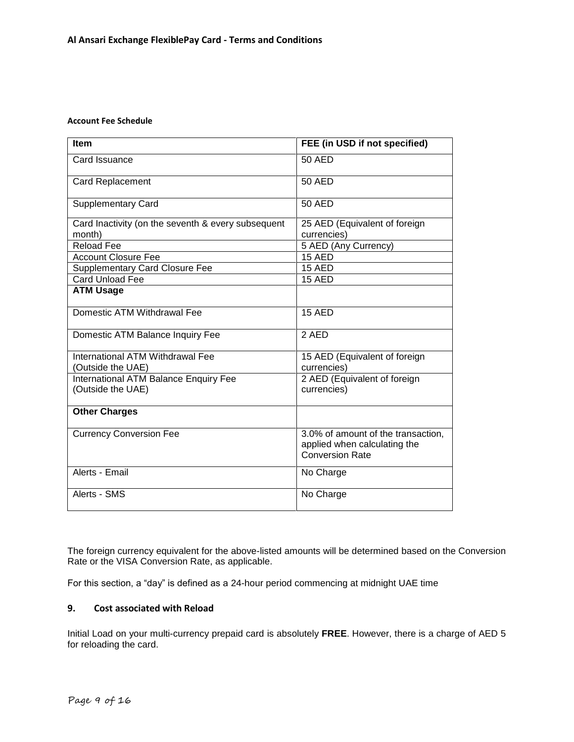**Account Fee Schedule**

| Item | FEE (in USD if not specified) |
|---|---|
| Card Issuance | 50 AED |
| Card Replacement | 50 AED |
| Supplementary Card | 50 AED |
| Card Inactivity (on the seventh & every subsequent month) | 25 AED (Equivalent of foreign currencies) |
| Reload Fee | 5 AED (Any Currency) |
| Account Closure Fee | 15 AED |
| Supplementary Card Closure Fee | 15 AED |
| Card Unload Fee | 15 AED |
| **ATM Usage** | |
| Domestic ATM Withdrawal Fee | 15 AED |
| Domestic ATM Balance Inquiry Fee | 2 AED |
| International ATM Withdrawal Fee (Outside the UAE) | 15 AED (Equivalent of foreign currencies) |
| International ATM Balance Enquiry Fee (Outside the UAE) | 2 AED (Equivalent of foreign currencies) |
| **Other Charges** | |
| Currency Conversion Fee | 3.0% of amount of the transaction, applied when calculating the Conversion Rate |
| Alerts - Email | No Charge |
| Alerts - SMS | No Charge |

The foreign currency equivalent for the above-listed amounts will be determined based on the Conversion Rate or the VISA Conversion Rate, as applicable.

For this section, a "day" is defined as a 24-hour period commencing at midnight UAE time

## 9. Cost associated with Reload

Initial Load on your multi-currency prepaid card is absolutely **FREE**. However, there is a charge of AED 5 for reloading the card.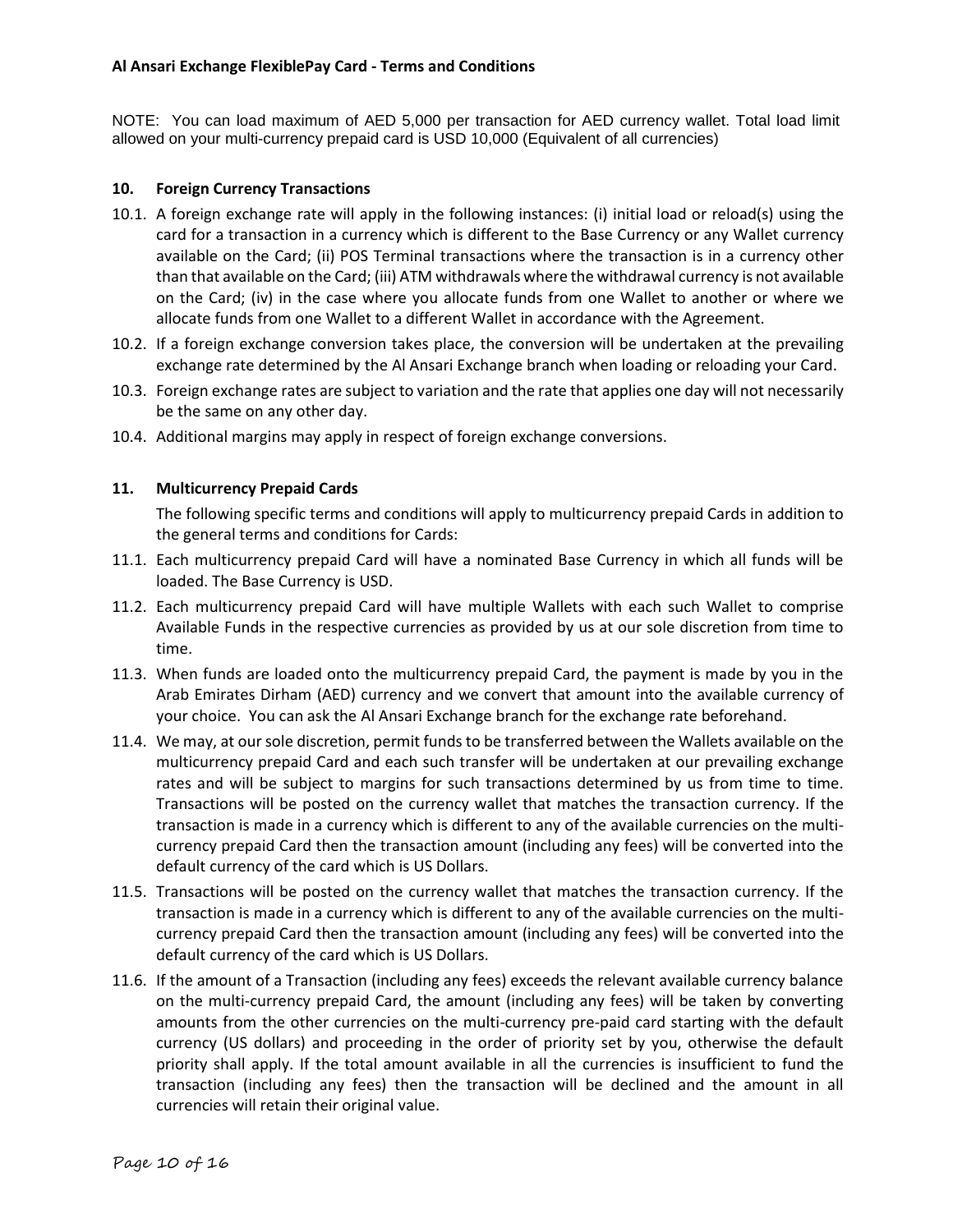NOTE: You can load maximum of AED 5,000 per transaction for AED currency wallet. Total load limit allowed on your multi-currency prepaid card is USD 10,000 (Equivalent of all currencies)

## 10. Foreign Currency Transactions

10.1. A foreign exchange rate will apply in the following instances: (i) initial load or reload(s) using the card for a transaction in a currency which is different to the Base Currency or any Wallet currency available on the Card; (ii) POS Terminal transactions where the transaction is in a currency other than that available on the Card; (iii) ATM withdrawals where the withdrawal currency is not available on the Card; (iv) in the case where you allocate funds from one Wallet to another or where we allocate funds from one Wallet to a different Wallet in accordance with the Agreement.

10.2. If a foreign exchange conversion takes place, the conversion will be undertaken at the prevailing exchange rate determined by the Al Ansari Exchange branch when loading or reloading your Card.

10.3. Foreign exchange rates are subject to variation and the rate that applies one day will not necessarily be the same on any other day.

10.4. Additional margins may apply in respect of foreign exchange conversions.

## 11. Multicurrency Prepaid Cards

The following specific terms and conditions will apply to multicurrency prepaid Cards in addition to the general terms and conditions for Cards:

11.1. Each multicurrency prepaid Card will have a nominated Base Currency in which all funds will be loaded. The Base Currency is USD.

11.2. Each multicurrency prepaid Card will have multiple Wallets with each such Wallet to comprise Available Funds in the respective currencies as provided by us at our sole discretion from time to time.

11.3. When funds are loaded onto the multicurrency prepaid Card, the payment is made by you in the Arab Emirates Dirham (AED) currency and we convert that amount into the available currency of your choice. You can ask the Al Ansari Exchange branch for the exchange rate beforehand.

11.4. We may, at our sole discretion, permit funds to be transferred between the Wallets available on the multicurrency prepaid Card and each such transfer will be undertaken at our prevailing exchange rates and will be subject to margins for such transactions determined by us from time to time. Transactions will be posted on the currency wallet that matches the transaction currency. If the transaction is made in a currency which is different to any of the available currencies on the multi-currency prepaid Card then the transaction amount (including any fees) will be converted into the default currency of the card which is US Dollars.

11.5. Transactions will be posted on the currency wallet that matches the transaction currency. If the transaction is made in a currency which is different to any of the available currencies on the multi-currency prepaid Card then the transaction amount (including any fees) will be converted into the default currency of the card which is US Dollars.

11.6. If the amount of a Transaction (including any fees) exceeds the relevant available currency balance on the multi-currency prepaid Card, the amount (including any fees) will be taken by converting amounts from the other currencies on the multi-currency pre-paid card starting with the default currency (US dollars) and proceeding in the order of priority set by you, otherwise the default priority shall apply. If the total amount available in all the currencies is insufficient to fund the transaction (including any fees) then the transaction will be declined and the amount in all currencies will retain their original value.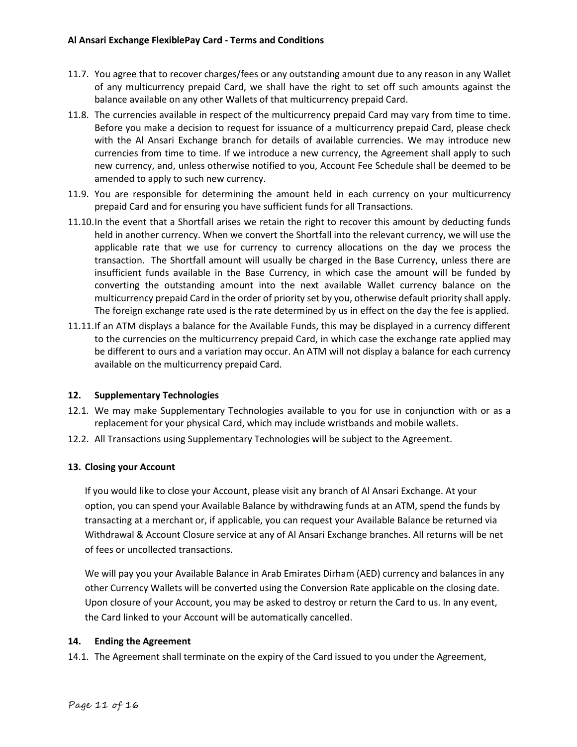11.7. You agree that to recover charges/fees or any outstanding amount due to any reason in any Wallet of any multicurrency prepaid Card, we shall have the right to set off such amounts against the balance available on any other Wallets of that multicurrency prepaid Card.

11.8. The currencies available in respect of the multicurrency prepaid Card may vary from time to time. Before you make a decision to request for issuance of a multicurrency prepaid Card, please check with the Al Ansari Exchange branch for details of available currencies. We may introduce new currencies from time to time. If we introduce a new currency, the Agreement shall apply to such new currency, and, unless otherwise notified to you, Account Fee Schedule shall be deemed to be amended to apply to such new currency.

11.9. You are responsible for determining the amount held in each currency on your multicurrency prepaid Card and for ensuring you have sufficient funds for all Transactions.

11.10. In the event that a Shortfall arises we retain the right to recover this amount by deducting funds held in another currency. When we convert the Shortfall into the relevant currency, we will use the applicable rate that we use for currency to currency allocations on the day we process the transaction. The Shortfall amount will usually be charged in the Base Currency, unless there are insufficient funds available in the Base Currency, in which case the amount will be funded by converting the outstanding amount into the next available Wallet currency balance on the multicurrency prepaid Card in the order of priority set by you, otherwise default priority shall apply. The foreign exchange rate used is the rate determined by us in effect on the day the fee is applied.

11.11. If an ATM displays a balance for the Available Funds, this may be displayed in a currency different to the currencies on the multicurrency prepaid Card, in which case the exchange rate applied may be different to ours and a variation may occur. An ATM will not display a balance for each currency available on the multicurrency prepaid Card.

## 12. Supplementary Technologies

12.1. We may make Supplementary Technologies available to you for use in conjunction with or as a replacement for your physical Card, which may include wristbands and mobile wallets.

12.2. All Transactions using Supplementary Technologies will be subject to the Agreement.

## 13. Closing your Account

If you would like to close your Account, please visit any branch of Al Ansari Exchange. At your option, you can spend your Available Balance by withdrawing funds at an ATM, spend the funds by transacting at a merchant or, if applicable, you can request your Available Balance be returned via Withdrawal & Account Closure service at any of Al Ansari Exchange branches. All returns will be net of fees or uncollected transactions.

We will pay you your Available Balance in Arab Emirates Dirham (AED) currency and balances in any other Currency Wallets will be converted using the Conversion Rate applicable on the closing date. Upon closure of your Account, you may be asked to destroy or return the Card to us. In any event, the Card linked to your Account will be automatically cancelled.

## 14. Ending the Agreement

14.1. The Agreement shall terminate on the expiry of the Card issued to you under the Agreement,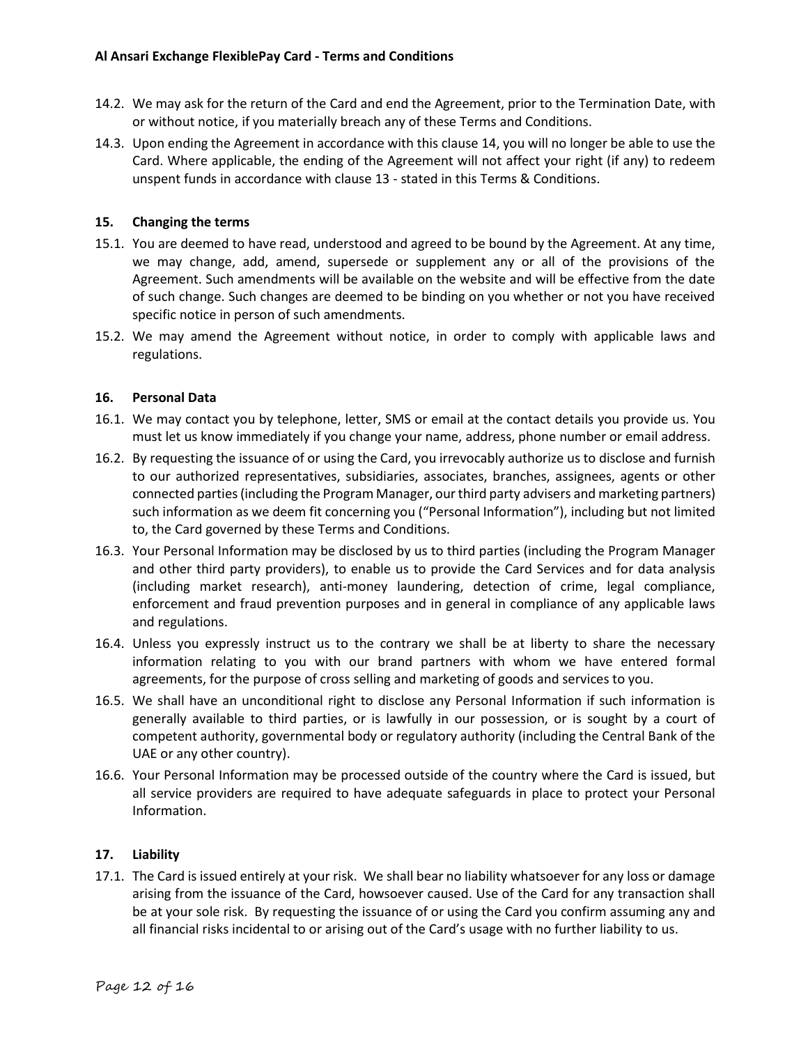14.2. We may ask for the return of the Card and end the Agreement, prior to the Termination Date, with or without notice, if you materially breach any of these Terms and Conditions.

14.3. Upon ending the Agreement in accordance with this clause 14, you will no longer be able to use the Card. Where applicable, the ending of the Agreement will not affect your right (if any) to redeem unspent funds in accordance with clause 13 - stated in this Terms & Conditions.

## 15. Changing the terms

15.1. You are deemed to have read, understood and agreed to be bound by the Agreement. At any time, we may change, add, amend, supersede or supplement any or all of the provisions of the Agreement. Such amendments will be available on the website and will be effective from the date of such change. Such changes are deemed to be binding on you whether or not you have received specific notice in person of such amendments.

15.2. We may amend the Agreement without notice, in order to comply with applicable laws and regulations.

## 16. Personal Data

16.1. We may contact you by telephone, letter, SMS or email at the contact details you provide us. You must let us know immediately if you change your name, address, phone number or email address.

16.2. By requesting the issuance of or using the Card, you irrevocably authorize us to disclose and furnish to our authorized representatives, subsidiaries, associates, branches, assignees, agents or other connected parties (including the Program Manager, our third party advisers and marketing partners) such information as we deem fit concerning you ("Personal Information"), including but not limited to, the Card governed by these Terms and Conditions.

16.3. Your Personal Information may be disclosed by us to third parties (including the Program Manager and other third party providers), to enable us to provide the Card Services and for data analysis (including market research), anti-money laundering, detection of crime, legal compliance, enforcement and fraud prevention purposes and in general in compliance of any applicable laws and regulations.

16.4. Unless you expressly instruct us to the contrary we shall be at liberty to share the necessary information relating to you with our brand partners with whom we have entered formal agreements, for the purpose of cross selling and marketing of goods and services to you.

16.5. We shall have an unconditional right to disclose any Personal Information if such information is generally available to third parties, or is lawfully in our possession, or is sought by a court of competent authority, governmental body or regulatory authority (including the Central Bank of the UAE or any other country).

16.6. Your Personal Information may be processed outside of the country where the Card is issued, but all service providers are required to have adequate safeguards in place to protect your Personal Information.

## 17. Liability

17.1. The Card is issued entirely at your risk. We shall bear no liability whatsoever for any loss or damage arising from the issuance of the Card, howsoever caused. Use of the Card for any transaction shall be at your sole risk. By requesting the issuance of or using the Card you confirm assuming any and all financial risks incidental to or arising out of the Card's usage with no further liability to us.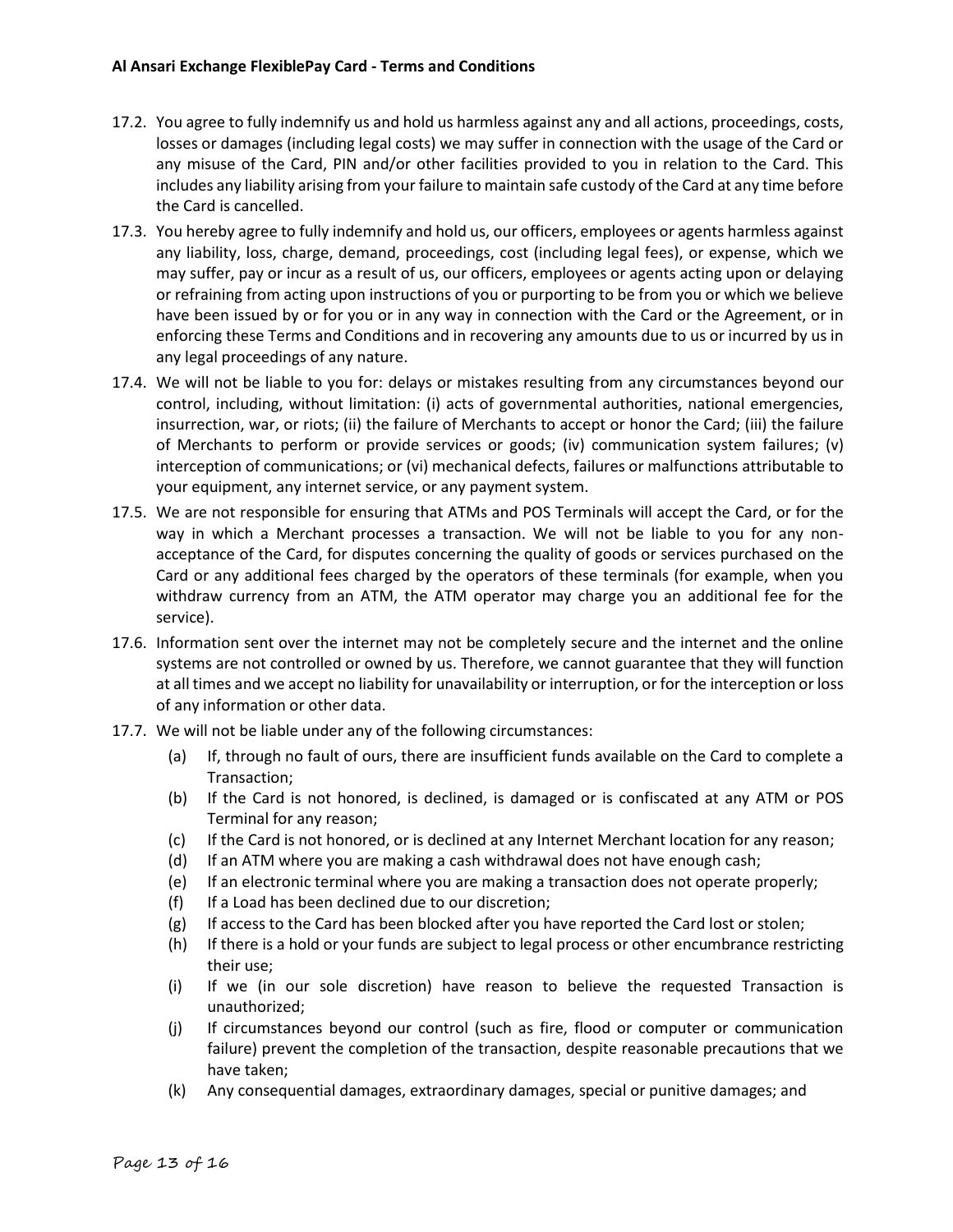17.2. You agree to fully indemnify us and hold us harmless against any and all actions, proceedings, costs, losses or damages (including legal costs) we may suffer in connection with the usage of the Card or any misuse of the Card, PIN and/or other facilities provided to you in relation to the Card. This includes any liability arising from your failure to maintain safe custody of the Card at any time before the Card is cancelled.

17.3. You hereby agree to fully indemnify and hold us, our officers, employees or agents harmless against any liability, loss, charge, demand, proceedings, cost (including legal fees), or expense, which we may suffer, pay or incur as a result of us, our officers, employees or agents acting upon or delaying or refraining from acting upon instructions of you or purporting to be from you or which we believe have been issued by or for you or in any way in connection with the Card or the Agreement, or in enforcing these Terms and Conditions and in recovering any amounts due to us or incurred by us in any legal proceedings of any nature.

17.4. We will not be liable to you for: delays or mistakes resulting from any circumstances beyond our control, including, without limitation: (i) acts of governmental authorities, national emergencies, insurrection, war, or riots; (ii) the failure of Merchants to accept or honor the Card; (iii) the failure of Merchants to perform or provide services or goods; (iv) communication system failures; (v) interception of communications; or (vi) mechanical defects, failures or malfunctions attributable to your equipment, any internet service, or any payment system.

17.5. We are not responsible for ensuring that ATMs and POS Terminals will accept the Card, or for the way in which a Merchant processes a transaction. We will not be liable to you for any non-acceptance of the Card, for disputes concerning the quality of goods or services purchased on the Card or any additional fees charged by the operators of these terminals (for example, when you withdraw currency from an ATM, the ATM operator may charge you an additional fee for the service).

17.6. Information sent over the internet may not be completely secure and the internet and the online systems are not controlled or owned by us. Therefore, we cannot guarantee that they will function at all times and we accept no liability for unavailability or interruption, or for the interception or loss of any information or other data.

17.7. We will not be liable under any of the following circumstances:

- (a) If, through no fault of ours, there are insufficient funds available on the Card to complete a Transaction;
- (b) If the Card is not honored, is declined, is damaged or is confiscated at any ATM or POS Terminal for any reason;
- (c) If the Card is not honored, or is declined at any Internet Merchant location for any reason;
- (d) If an ATM where you are making a cash withdrawal does not have enough cash;
- (e) If an electronic terminal where you are making a transaction does not operate properly;
- (f) If a Load has been declined due to our discretion;
- (g) If access to the Card has been blocked after you have reported the Card lost or stolen;
- (h) If there is a hold or your funds are subject to legal process or other encumbrance restricting their use;
- (i) If we (in our sole discretion) have reason to believe the requested Transaction is unauthorized;
- (j) If circumstances beyond our control (such as fire, flood or computer or communication failure) prevent the completion of the transaction, despite reasonable precautions that we have taken;
- (k) Any consequential damages, extraordinary damages, special or punitive damages; and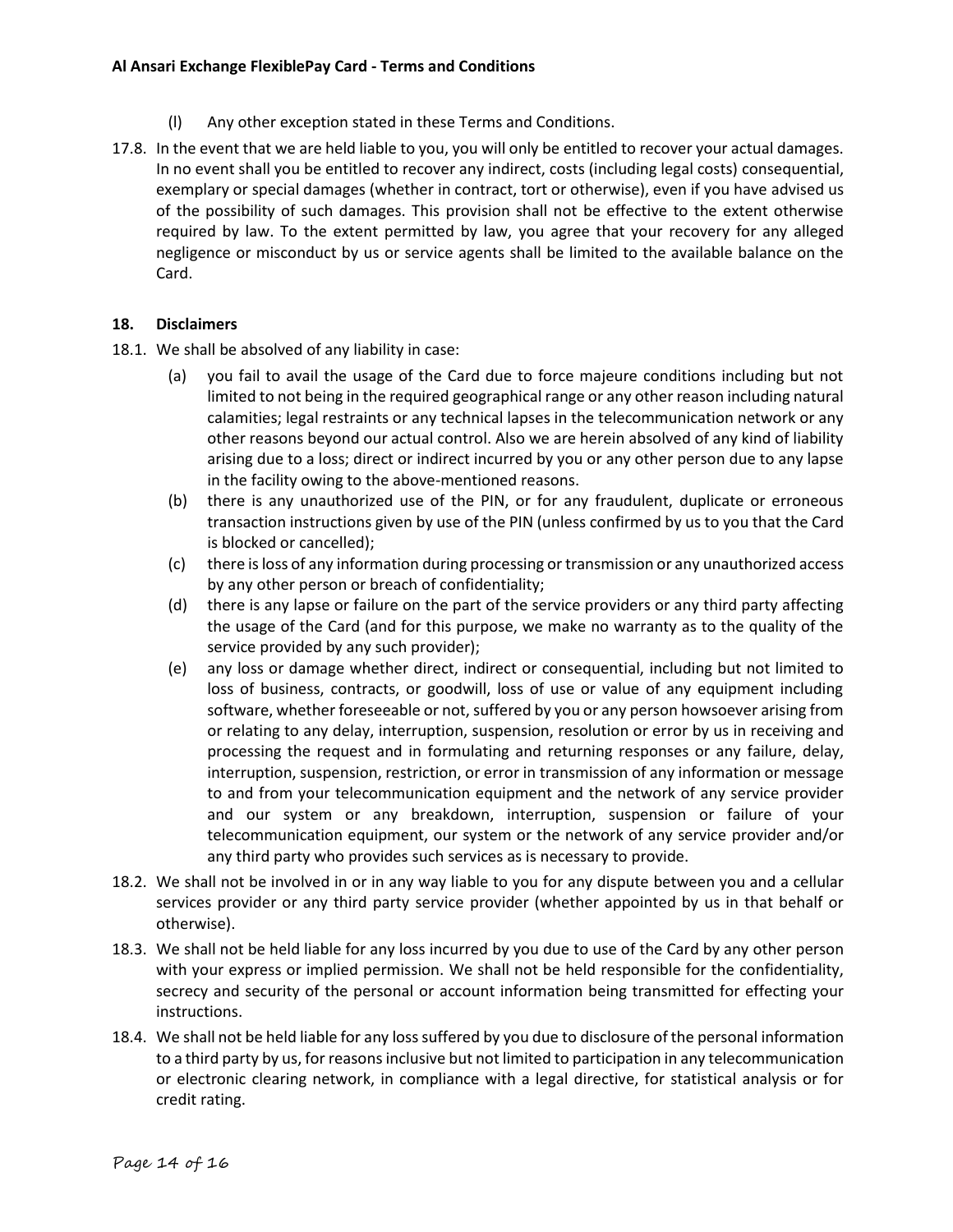(l) Any other exception stated in these Terms and Conditions.

17.8. In the event that we are held liable to you, you will only be entitled to recover your actual damages. In no event shall you be entitled to recover any indirect, costs (including legal costs) consequential, exemplary or special damages (whether in contract, tort or otherwise), even if you have advised us of the possibility of such damages. This provision shall not be effective to the extent otherwise required by law. To the extent permitted by law, you agree that your recovery for any alleged negligence or misconduct by us or service agents shall be limited to the available balance on the Card.

## 18. Disclaimers

18.1. We shall be absolved of any liability in case:

(a) you fail to avail the usage of the Card due to force majeure conditions including but not limited to not being in the required geographical range or any other reason including natural calamities; legal restraints or any technical lapses in the telecommunication network or any other reasons beyond our actual control. Also we are herein absolved of any kind of liability arising due to a loss; direct or indirect incurred by you or any other person due to any lapse in the facility owing to the above-mentioned reasons.

(b) there is any unauthorized use of the PIN, or for any fraudulent, duplicate or erroneous transaction instructions given by use of the PIN (unless confirmed by us to you that the Card is blocked or cancelled);

(c) there is loss of any information during processing or transmission or any unauthorized access by any other person or breach of confidentiality;

(d) there is any lapse or failure on the part of the service providers or any third party affecting the usage of the Card (and for this purpose, we make no warranty as to the quality of the service provided by any such provider);

(e) any loss or damage whether direct, indirect or consequential, including but not limited to loss of business, contracts, or goodwill, loss of use or value of any equipment including software, whether foreseeable or not, suffered by you or any person howsoever arising from or relating to any delay, interruption, suspension, resolution or error by us in receiving and processing the request and in formulating and returning responses or any failure, delay, interruption, suspension, restriction, or error in transmission of any information or message to and from your telecommunication equipment and the network of any service provider and our system or any breakdown, interruption, suspension or failure of your telecommunication equipment, our system or the network of any service provider and/or any third party who provides such services as is necessary to provide.

18.2. We shall not be involved in or in any way liable to you for any dispute between you and a cellular services provider or any third party service provider (whether appointed by us in that behalf or otherwise).

18.3. We shall not be held liable for any loss incurred by you due to use of the Card by any other person with your express or implied permission. We shall not be held responsible for the confidentiality, secrecy and security of the personal or account information being transmitted for effecting your instructions.

18.4. We shall not be held liable for any loss suffered by you due to disclosure of the personal information to a third party by us, for reasons inclusive but not limited to participation in any telecommunication or electronic clearing network, in compliance with a legal directive, for statistical analysis or for credit rating.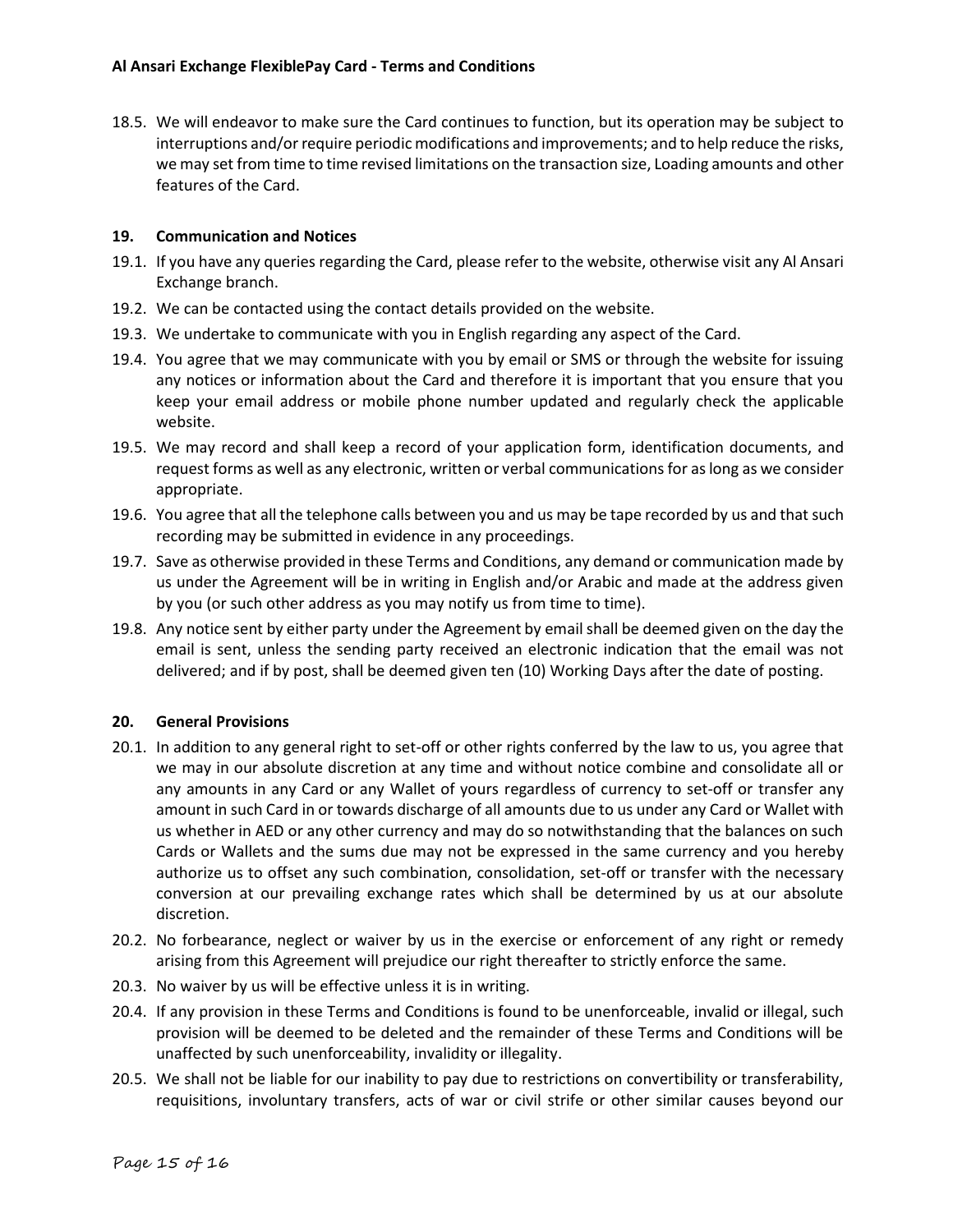18.5. We will endeavor to make sure the Card continues to function, but its operation may be subject to interruptions and/or require periodic modifications and improvements; and to help reduce the risks, we may set from time to time revised limitations on the transaction size, Loading amounts and other features of the Card.

## 19. Communication and Notices

19.1. If you have any queries regarding the Card, please refer to the website, otherwise visit any Al Ansari Exchange branch.

19.2. We can be contacted using the contact details provided on the website.

19.3. We undertake to communicate with you in English regarding any aspect of the Card.

19.4. You agree that we may communicate with you by email or SMS or through the website for issuing any notices or information about the Card and therefore it is important that you ensure that you keep your email address or mobile phone number updated and regularly check the applicable website.

19.5. We may record and shall keep a record of your application form, identification documents, and request forms as well as any electronic, written or verbal communications for as long as we consider appropriate.

19.6. You agree that all the telephone calls between you and us may be tape recorded by us and that such recording may be submitted in evidence in any proceedings.

19.7. Save as otherwise provided in these Terms and Conditions, any demand or communication made by us under the Agreement will be in writing in English and/or Arabic and made at the address given by you (or such other address as you may notify us from time to time).

19.8. Any notice sent by either party under the Agreement by email shall be deemed given on the day the email is sent, unless the sending party received an electronic indication that the email was not delivered; and if by post, shall be deemed given ten (10) Working Days after the date of posting.

## 20. General Provisions

20.1. In addition to any general right to set-off or other rights conferred by the law to us, you agree that we may in our absolute discretion at any time and without notice combine and consolidate all or any amounts in any Card or any Wallet of yours regardless of currency to set-off or transfer any amount in such Card in or towards discharge of all amounts due to us under any Card or Wallet with us whether in AED or any other currency and may do so notwithstanding that the balances on such Cards or Wallets and the sums due may not be expressed in the same currency and you hereby authorize us to offset any such combination, consolidation, set-off or transfer with the necessary conversion at our prevailing exchange rates which shall be determined by us at our absolute discretion.

20.2. No forbearance, neglect or waiver by us in the exercise or enforcement of any right or remedy arising from this Agreement will prejudice our right thereafter to strictly enforce the same.

20.3. No waiver by us will be effective unless it is in writing.

20.4. If any provision in these Terms and Conditions is found to be unenforceable, invalid or illegal, such provision will be deemed to be deleted and the remainder of these Terms and Conditions will be unaffected by such unenforceability, invalidity or illegality.

20.5. We shall not be liable for our inability to pay due to restrictions on convertibility or transferability, requisitions, involuntary transfers, acts of war or civil strife or other similar causes beyond our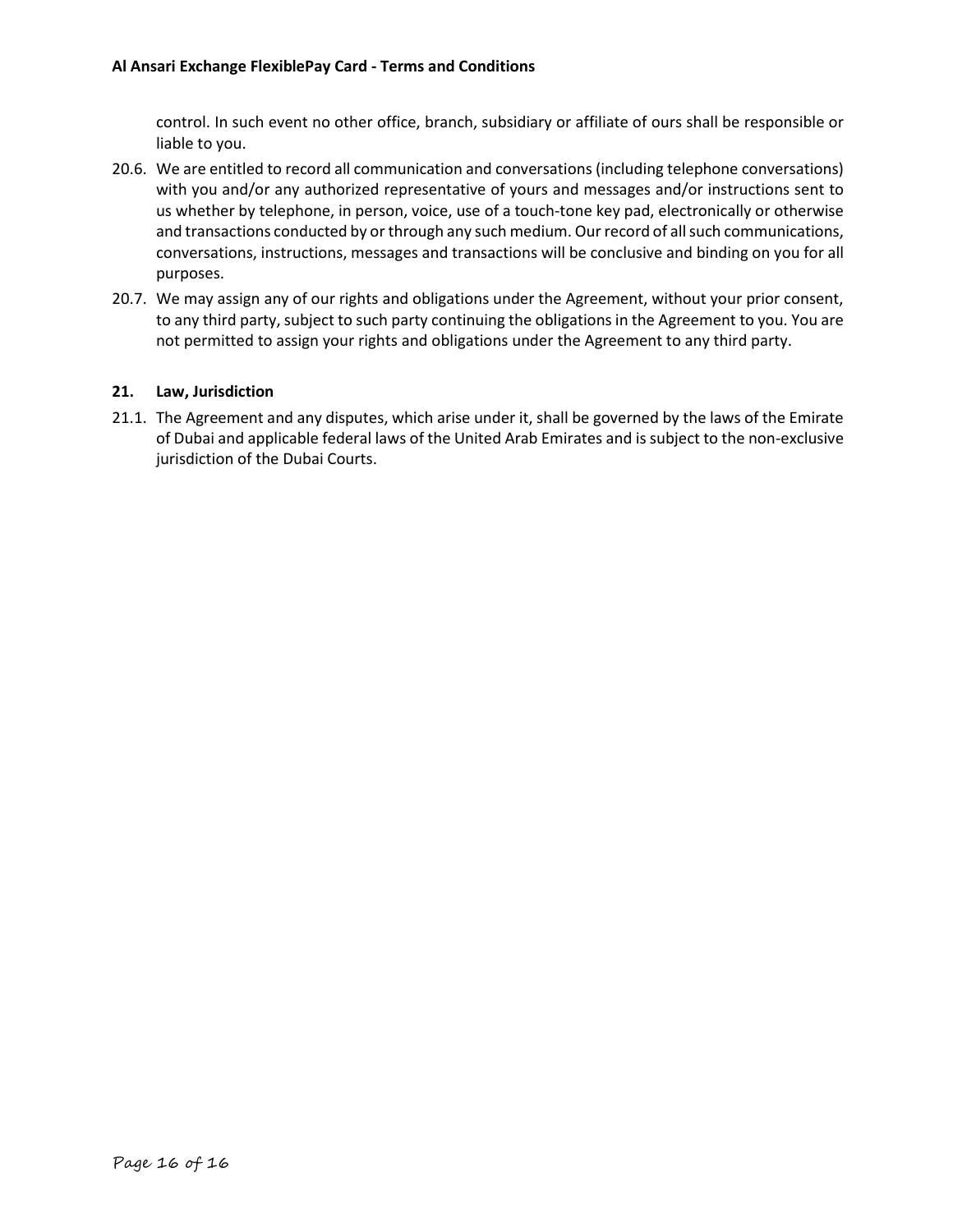control. In such event no other office, branch, subsidiary or affiliate of ours shall be responsible or liable to you.

20.6. We are entitled to record all communication and conversations (including telephone conversations) with you and/or any authorized representative of yours and messages and/or instructions sent to us whether by telephone, in person, voice, use of a touch-tone key pad, electronically or otherwise and transactions conducted by or through any such medium. Our record of all such communications, conversations, instructions, messages and transactions will be conclusive and binding on you for all purposes.

20.7. We may assign any of our rights and obligations under the Agreement, without your prior consent, to any third party, subject to such party continuing the obligations in the Agreement to you. You are not permitted to assign your rights and obligations under the Agreement to any third party.

## 21. Law, Jurisdiction

21.1. The Agreement and any disputes, which arise under it, shall be governed by the laws of the Emirate of Dubai and applicable federal laws of the United Arab Emirates and is subject to the non-exclusive jurisdiction of the Dubai Courts.